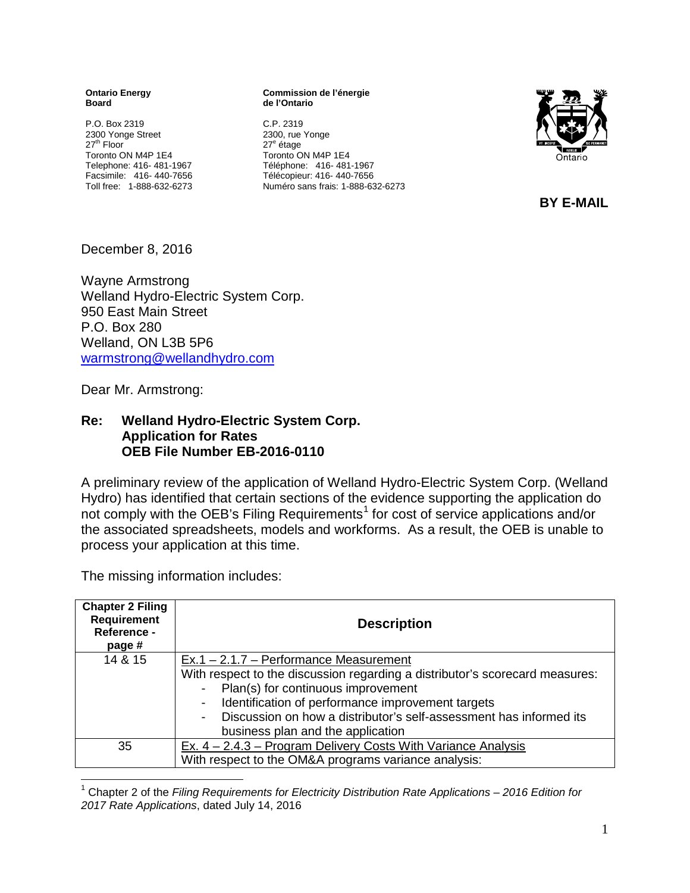**Ontario Energy Board**

P.O. Box 2319
2300 Yonge Street
27th Floor
Toronto ON M4P 1E4
Telephone: 416- 481-1967
Facsimile: 416- 440-7656
Toll free: 1-888-632-6273

**Commission de l'énergie de l'Ontario**

C.P. 2319
2300, rue Yonge
27e étage
Toronto ON M4P 1E4
Téléphone: 416- 481-1967
Télécopieur: 416- 440-7656
Numéro sans frais: 1-888-632-6273

**BY E-MAIL**

December 8, 2016

Wayne Armstrong
Welland Hydro-Electric System Corp.
950 East Main Street
P.O. Box 280
Welland, ON L3B 5P6
warmstrong@wellandhydro.com

Dear Mr. Armstrong:

**Re: Welland Hydro-Electric System Corp.
Application for Rates
OEB File Number EB-2016-0110**

A preliminary review of the application of Welland Hydro-Electric System Corp. (Welland Hydro) has identified that certain sections of the evidence supporting the application do not comply with the OEB's Filing Requirements[1] for cost of service applications and/or the associated spreadsheets, models and workforms. As a result, the OEB is unable to process your application at this time.

The missing information includes:

| Chapter 2 Filing Requirement Reference - page # | Description |
|---|---|
| 14 & 15 | Ex.1 – 2.1.7 – Performance Measurement<br>With respect to the discussion regarding a distributor's scorecard measures:<br>- Plan(s) for continuous improvement<br>- Identification of performance improvement targets<br>- Discussion on how a distributor's self-assessment has informed its business plan and the application |
| 35 | Ex. 4 – 2.4.3 – Program Delivery Costs With Variance Analysis<br>With respect to the OM&A programs variance analysis: |

[1] Chapter 2 of the *Filing Requirements for Electricity Distribution Rate Applications – 2016 Edition for 2017 Rate Applications*, dated July 14, 2016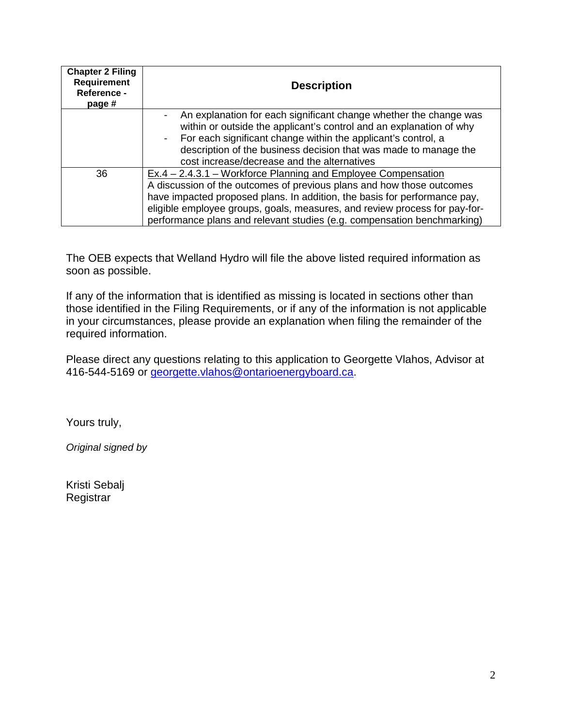| Chapter 2 Filing Requirement Reference - page # | Description |
|---|---|
| | - An explanation for each significant change whether the change was within or outside the applicant's control and an explanation of why<br>- For each significant change within the applicant's control, a description of the business decision that was made to manage the cost increase/decrease and the alternatives |
| 36 | Ex.4 – 2.4.3.1 – Workforce Planning and Employee Compensation<br>A discussion of the outcomes of previous plans and how those outcomes have impacted proposed plans. In addition, the basis for performance pay, eligible employee groups, goals, measures, and review process for pay-for-performance plans and relevant studies (e.g. compensation benchmarking) |

The OEB expects that Welland Hydro will file the above listed required information as soon as possible.

If any of the information that is identified as missing is located in sections other than those identified in the Filing Requirements, or if any of the information is not applicable in your circumstances, please provide an explanation when filing the remainder of the required information.

Please direct any questions relating to this application to Georgette Vlahos, Advisor at 416-544-5169 or georgette.vlahos@ontarioenergyboard.ca.

Yours truly,

*Original signed by*

Kristi Sebalj
Registrar